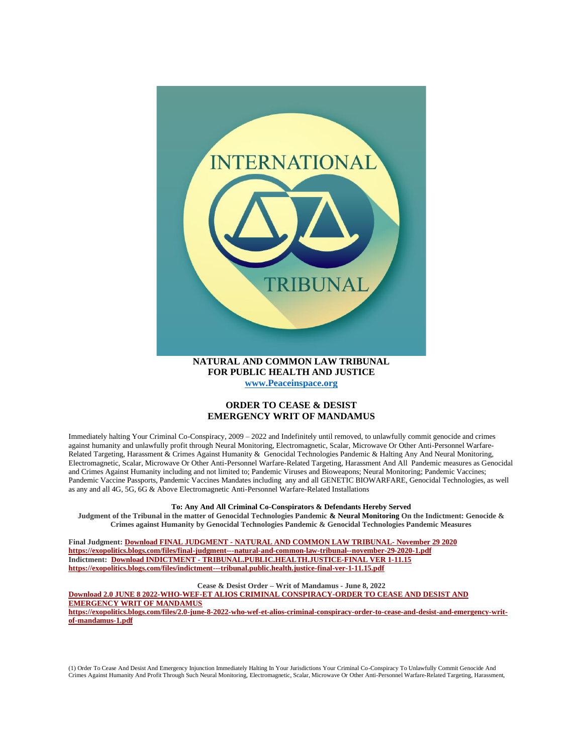INTERNATIONAL

TRIBUNAL

**NATURAL AND COMMON LAW TRIBUNAL**
**FOR PUBLIC HEALTH AND JUSTICE**
**[www.Peaceinspace.org](www.Peaceinspace.org)**

## ORDER TO CEASE & DESIST
## EMERGENCY WRIT OF MANDAMUS

Immediately halting Your Criminal Co-Conspiracy, 2009 – 2022 and Indefinitely until removed, to unlawfully commit genocide and crimes against humanity and unlawfully profit through Neural Monitoring, Electromagnetic, Scalar, Microwave Or Other Anti-Personnel Warfare-Related Targeting, Harassment & Crimes Against Humanity & Genocidal Technologies Pandemic & Halting Any And Neural Monitoring, Electromagnetic, Scalar, Microwave Or Other Anti-Personnel Warfare-Related Targeting, Harassment And All Pandemic measures as Genocidal and Crimes Against Humanity including and not limited to; Pandemic Viruses and Bioweapons; Neural Monitoring; Pandemic Vaccines; Pandemic Vaccine Passports, Pandemic Vaccines Mandates including any and all GENETIC BIOWARFARE, Genocidal Technologies, as well as any and all 4G, 5G, 6G & Above Electromagnetic Anti-Personnel Warfare-Related Installations

**To: Any And All Criminal Co-Conspirators & Defendants Hereby Served**

**Judgment of the Tribunal in the matter of Genocidal Technologies Pandemic & Neural Monitoring On the Indictment: Genocide & Crimes against Humanity by Genocidal Technologies Pandemic & Genocidal Technologies Pandemic Measures**

**Final Judgment: Download FINAL JUDGMENT - NATURAL AND COMMON LAW TRIBUNAL- November 29 2020**
**https://exopolitics.blogs.com/files/final-judgment---natural-and-common-law-tribunal--november-29-2020-1.pdf**
**Indictment: Download INDICTMENT - TRIBUNAL.PUBLIC.HEALTH.JUSTICE-FINAL VER 1-11.15**
**https://exopolitics.blogs.com/files/indictment---tribunal.public.health.justice-final-ver-1-11.15.pdf**

**Cease & Desist Order – Writ of Mandamus - June 8, 2022**

**Download 2.0 JUNE 8 2022-WHO-WEF-ET ALIOS CRIMINAL CONSPIRACY-ORDER TO CEASE AND DESIST AND EMERGENCY WRIT OF MANDAMUS**
**https://exopolitics.blogs.com/files/2.0-june-8-2022-who-wef-et-alios-criminal-conspiracy-order-to-cease-and-desist-and-emergency-writ-of-mandamus-1.pdf**

(1) Order To Cease And Desist And Emergency Injunction Immediately Halting In Your Jurisdictions Your Criminal Co-Conspiracy To Unlawfully Commit Genocide And Crimes Against Humanity And Profit Through Such Neural Monitoring, Electromagnetic, Scalar, Microwave Or Other Anti-Personnel Warfare-Related Targeting, Harassment,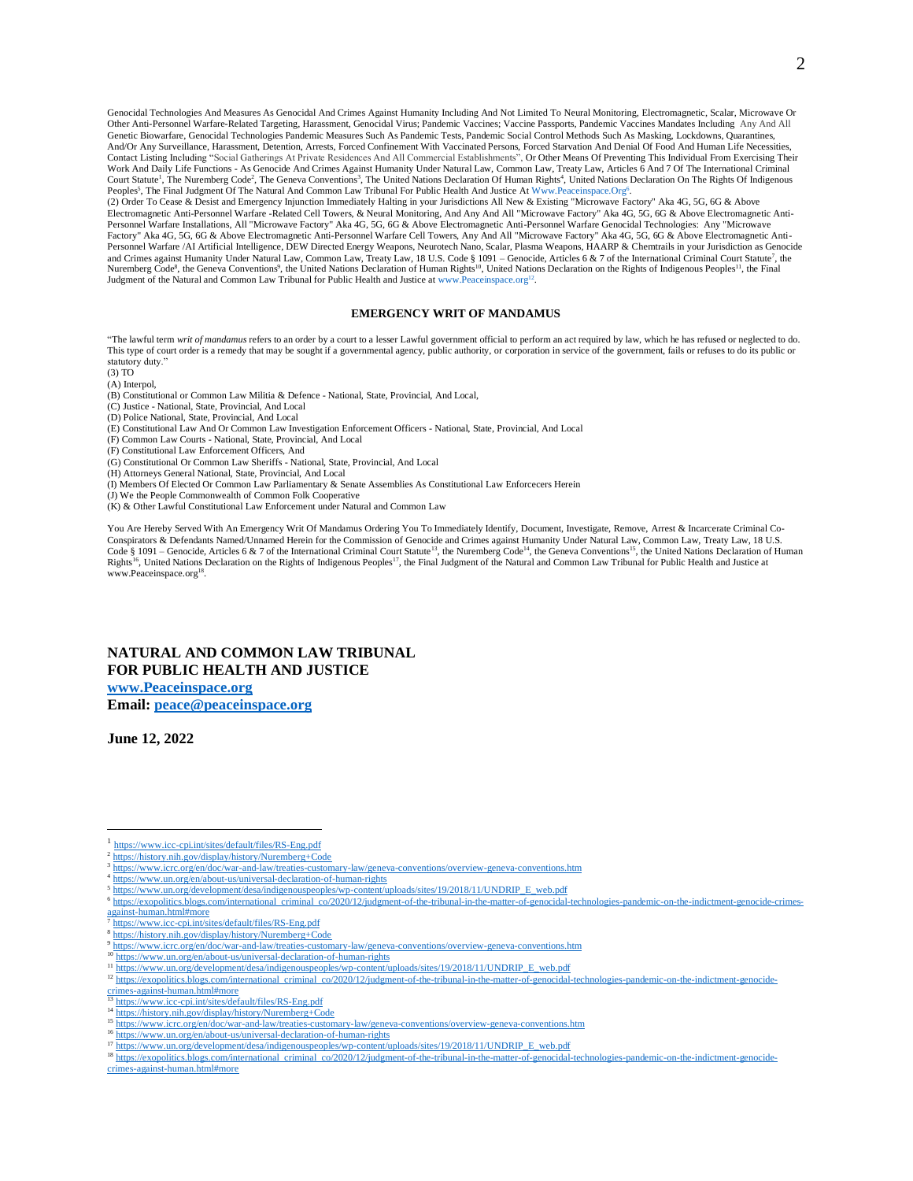Genocidal Technologies And Measures As Genocidal And Crimes Against Humanity Including And Not Limited To Neural Monitoring, Electromagnetic, Scalar, Microwave Or Other Anti-Personnel Warfare-Related Targeting, Harassment, Genocidal Virus; Pandemic Vaccines; Vaccine Passports, Pandemic Vaccines Mandates Including Any And All Genetic Biowarfare, Genocidal Technologies Pandemic Measures Such As Pandemic Tests, Pandemic Social Control Methods Such As Masking, Lockdowns, Quarantines, And/Or Any Surveillance, Harassment, Detention, Arrests, Forced Confinement With Vaccinated Persons, Forced Starvation And Denial Of Food And Human Life Necessities, Contact Listing Including "Social Gatherings At Private Residences And All Commercial Establishments", Or Other Means Of Preventing This Individual From Exercising Their Work And Daily Life Functions - As Genocide And Crimes Against Humanity Under Natural Law, Common Law, Treaty Law, Articles 6 And 7 Of The International Criminal Court Statute[1], The Nuremberg Code[2], The Geneva Conventions[3], The United Nations Declaration Of Human Rights[4], United Nations Declaration On The Rights Of Indigenous Peoples[5], The Final Judgment Of The Natural And Common Law Tribunal For Public Health And Justice At Www.Peaceinspace.Org[6].

(2) Order To Cease & Desist and Emergency Injunction Immediately Halting in your Jurisdictions All New & Existing "Microwave Factory" Aka 4G, 5G, 6G & Above Electromagnetic Anti-Personnel Warfare -Related Cell Towers, & Neural Monitoring, And Any And All "Microwave Factory" Aka 4G, 5G, 6G & Above Electromagnetic Anti-Personnel Warfare Installations, All "Microwave Factory" Aka 4G, 5G, 6G & Above Electromagnetic Anti-Personnel Warfare Genocidal Technologies: Any "Microwave Factory" Aka 4G, 5G, 6G & Above Electromagnetic Anti-Personnel Warfare Cell Towers, Any And All "Microwave Factory" Aka 4G, 5G, 6G & Above Electromagnetic Anti-Personnel Warfare /AI Artificial Intelligence, DEW Directed Energy Weapons, Neurotech Nano, Scalar, Plasma Weapons, HAARP & Chemtrails in your Jurisdiction as Genocide and Crimes against Humanity Under Natural Law, Common Law, Treaty Law, 18 U.S. Code § 1091 – Genocide, Articles 6 & 7 of the International Criminal Court Statute[7], the Nuremberg Code[8], the Geneva Conventions[9], the United Nations Declaration of Human Rights[10], United Nations Declaration on the Rights of Indigenous Peoples[11], the Final Judgment of the Natural and Common Law Tribunal for Public Health and Justice at www.Peaceinspace.org[12].

## EMERGENCY WRIT OF MANDAMUS

"The lawful term *writ of mandamus* refers to an order by a court to a lesser Lawful government official to perform an act required by law, which he has refused or neglected to do. This type of court order is a remedy that may be sought if a governmental agency, public authority, or corporation in service of the government, fails or refuses to do its public or statutory duty."

(3) TO

(A) Interpol,
(B) Constitutional or Common Law Militia & Defence - National, State, Provincial, And Local,
(C) Justice - National, State, Provincial, And Local
(D) Police National, State, Provincial, And Local
(E) Constitutional Law And Or Common Law Investigation Enforcement Officers - National, State, Provincial, And Local
(F) Common Law Courts - National, State, Provincial, And Local
(F) Constitutional Law Enforcement Officers, And
(G) Constitutional Or Common Law Sheriffs - National, State, Provincial, And Local
(H) Attorneys General National, State, Provincial, And Local
(I) Members Of Elected Or Common Law Parliamentary & Senate Assemblies As Constitutional Law Enforcecers Herein
(J) We the People Commonwealth of Common Folk Cooperative
(K) & Other Lawful Constitutional Law Enforcement under Natural and Common Law

You Are Hereby Served With An Emergency Writ Of Mandamus Ordering You To Immediately Identify, Document, Investigate, Remove, Arrest & Incarcerate Criminal Co-Conspirators & Defendants Named/Unnamed Herein for the Commission of Genocide and Crimes against Humanity Under Natural Law, Common Law, Treaty Law, 18 U.S. Code § 1091 – Genocide, Articles 6 & 7 of the International Criminal Court Statute[13], the Nuremberg Code[14], the Geneva Conventions[15], the United Nations Declaration of Human Rights[16], United Nations Declaration on the Rights of Indigenous Peoples[17], the Final Judgment of the Natural and Common Law Tribunal for Public Health and Justice at www.Peaceinspace.org[18].

**NATURAL AND COMMON LAW TRIBUNAL**
**FOR PUBLIC HEALTH AND JUSTICE**
**www.Peaceinspace.org**
**Email: peace@peaceinspace.org**

**June 12, 2022**

---

[1] https://www.icc-cpi.int/sites/default/files/RS-Eng.pdf
[2] https://history.nih.gov/display/history/Nuremberg+Code
[3] https://www.icrc.org/en/doc/war-and-law/treaties-customary-law/geneva-conventions/overview-geneva-conventions.htm
[4] https://www.un.org/en/about-us/universal-declaration-of-human-rights
[5] https://www.un.org/development/desa/indigenouspeoples/wp-content/uploads/sites/19/2018/11/UNDRIP_E_web.pdf
[6] https://exopolitics.blogs.com/international_criminal_co/2020/12/judgment-of-the-tribunal-in-the-matter-of-genocidal-technologies-pandemic-on-the-indictment-genocide-crimes-against-human.html#more
[7] https://www.icc-cpi.int/sites/default/files/RS-Eng.pdf
[8] https://history.nih.gov/display/history/Nuremberg+Code
[9] https://www.icrc.org/en/doc/war-and-law/treaties-customary-law/geneva-conventions/overview-geneva-conventions.htm
[10] https://www.un.org/en/about-us/universal-declaration-of-human-rights
[11] https://www.un.org/development/desa/indigenouspeoples/wp-content/uploads/sites/19/2018/11/UNDRIP_E_web.pdf
[12] https://exopolitics.blogs.com/international_criminal_co/2020/12/judgment-of-the-tribunal-in-the-matter-of-genocidal-technologies-pandemic-on-the-indictment-genocide-crimes-against-human.html#more
[13] https://www.icc-cpi.int/sites/default/files/RS-Eng.pdf
[14] https://history.nih.gov/display/history/Nuremberg+Code
[15] https://www.icrc.org/en/doc/war-and-law/treaties-customary-law/geneva-conventions/overview-geneva-conventions.htm
[16] https://www.un.org/en/about-us/universal-declaration-of-human-rights
[17] https://www.un.org/development/desa/indigenouspeoples/wp-content/uploads/sites/19/2018/11/UNDRIP_E_web.pdf
[18] https://exopolitics.blogs.com/international_criminal_co/2020/12/judgment-of-the-tribunal-in-the-matter-of-genocidal-technologies-pandemic-on-the-indictment-genocide-crimes-against-human.html#more